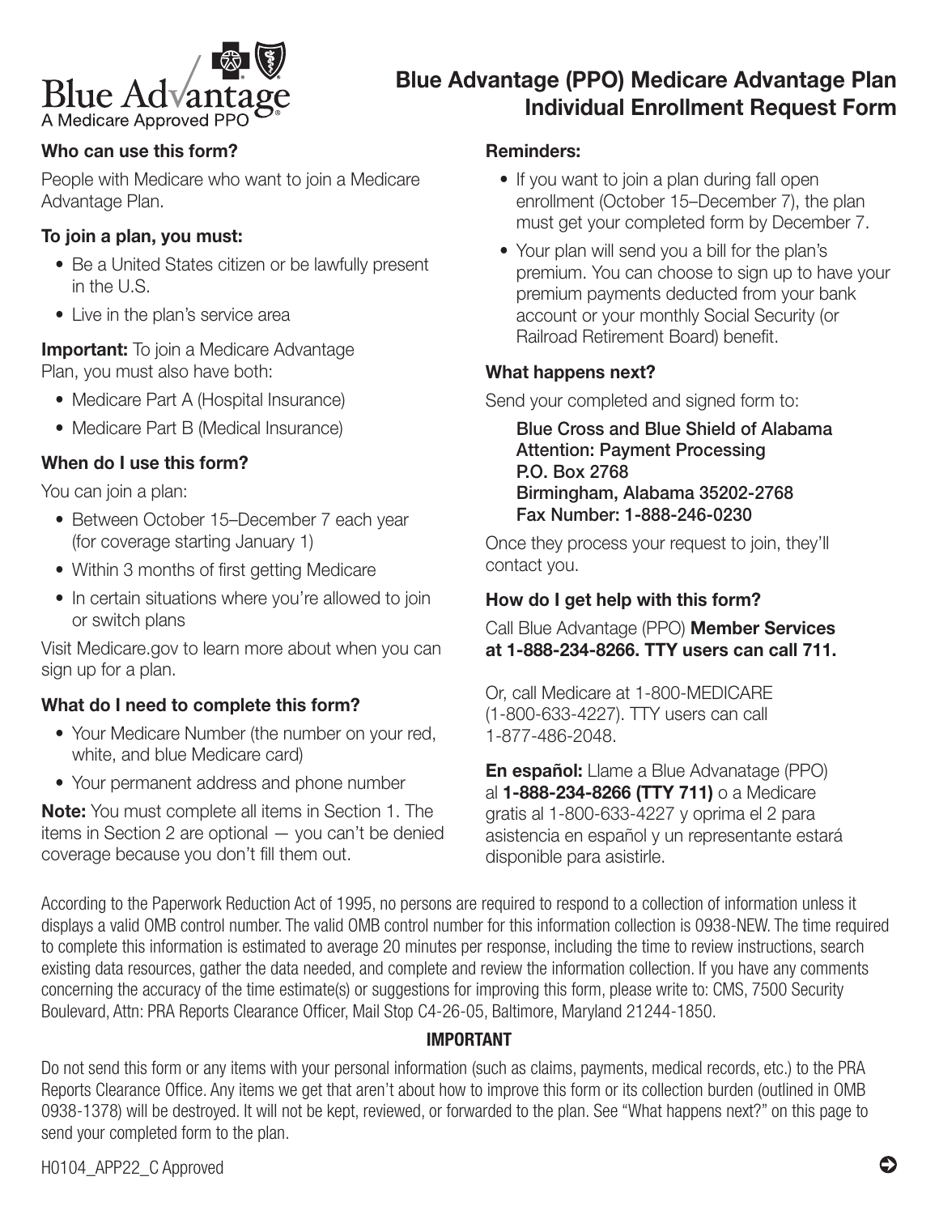Blue Advantage
A Medicare Approved PPO

# Blue Advantage (PPO) Medicare Advantage Plan Individual Enrollment Request Form

**Who can use this form?**

People with Medicare who want to join a Medicare Advantage Plan.

**To join a plan, you must:**

- Be a United States citizen or be lawfully present in the U.S.
- Live in the plan's service area

**Important:** To join a Medicare Advantage Plan, you must also have both:

- Medicare Part A (Hospital Insurance)
- Medicare Part B (Medical Insurance)

**When do I use this form?**

You can join a plan:

- Between October 15–December 7 each year (for coverage starting January 1)
- Within 3 months of first getting Medicare
- In certain situations where you're allowed to join or switch plans

Visit Medicare.gov to learn more about when you can sign up for a plan.

**What do I need to complete this form?**

- Your Medicare Number (the number on your red, white, and blue Medicare card)
- Your permanent address and phone number

**Note:** You must complete all items in Section 1. The items in Section 2 are optional — you can't be denied coverage because you don't fill them out.

**Reminders:**

- If you want to join a plan during fall open enrollment (October 15–December 7), the plan must get your completed form by December 7.
- Your plan will send you a bill for the plan's premium. You can choose to sign up to have your premium payments deducted from your bank account or your monthly Social Security (or Railroad Retirement Board) benefit.

**What happens next?**

Send your completed and signed form to:

Blue Cross and Blue Shield of Alabama
Attention: Payment Processing
P.O. Box 2768
Birmingham, Alabama 35202-2768
Fax Number: 1-888-246-0230

Once they process your request to join, they'll contact you.

**How do I get help with this form?**

Call Blue Advantage (PPO) **Member Services at 1-888-234-8266. TTY users can call 711.**

Or, call Medicare at 1-800-MEDICARE (1-800-633-4227). TTY users can call 1-877-486-2048.

**En español:** Llame a Blue Advanatage (PPO) al **1-888-234-8266 (TTY 711)** o a Medicare gratis al 1-800-633-4227 y oprima el 2 para asistencia en español y un representante estará disponible para asistirle.

According to the Paperwork Reduction Act of 1995, no persons are required to respond to a collection of information unless it displays a valid OMB control number. The valid OMB control number for this information collection is 0938-NEW. The time required to complete this information is estimated to average 20 minutes per response, including the time to review instructions, search existing data resources, gather the data needed, and complete and review the information collection. If you have any comments concerning the accuracy of the time estimate(s) or suggestions for improving this form, please write to: CMS, 7500 Security Boulevard, Attn: PRA Reports Clearance Officer, Mail Stop C4-26-05, Baltimore, Maryland 21244-1850.

**IMPORTANT**

Do not send this form or any items with your personal information (such as claims, payments, medical records, etc.) to the PRA Reports Clearance Office. Any items we get that aren't about how to improve this form or its collection burden (outlined in OMB 0938-1378) will be destroyed. It will not be kept, reviewed, or forwarded to the plan. See "What happens next?" on this page to send your completed form to the plan.

H0104_APP22_C Approved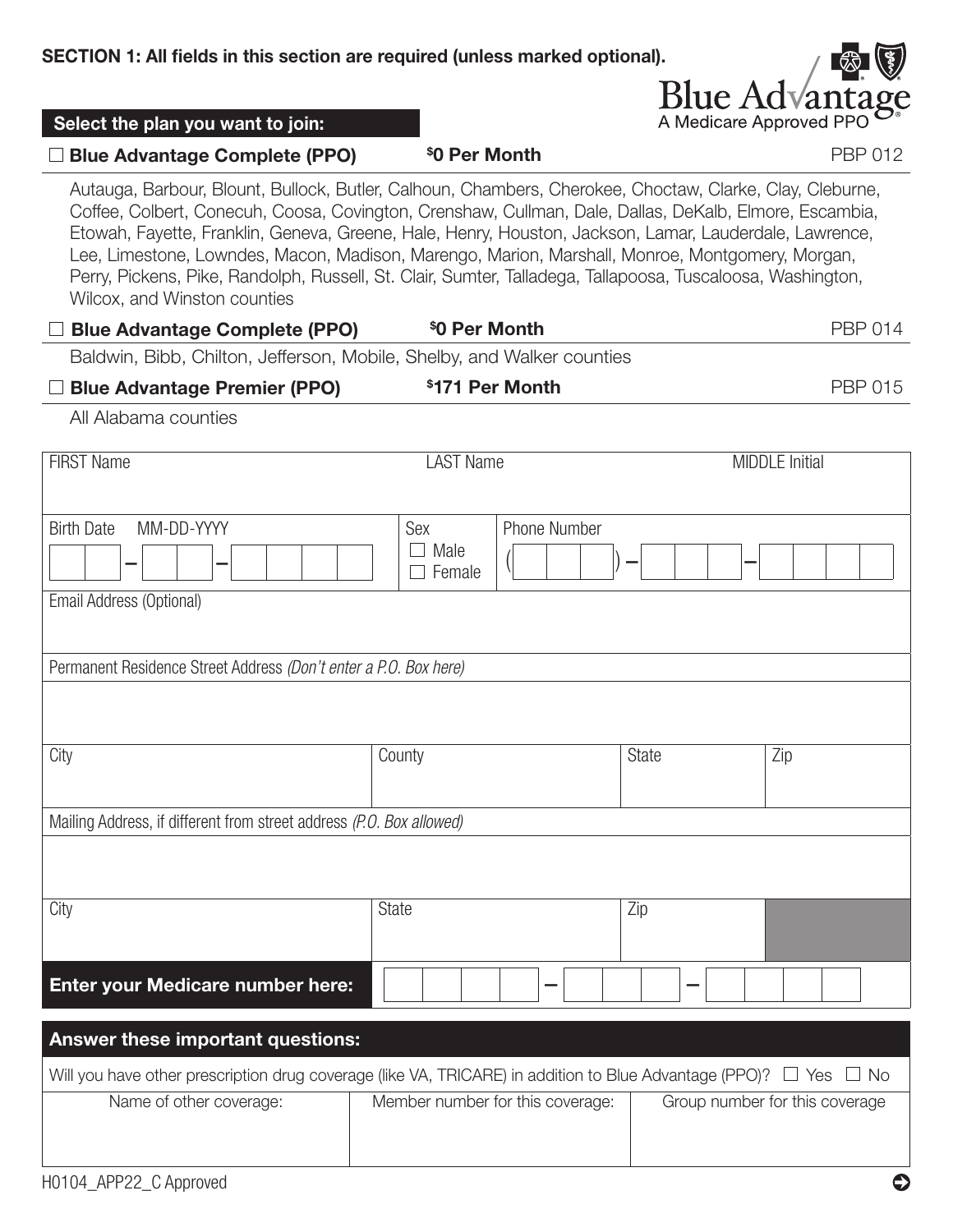**SECTION 1: All fields in this section are required (unless marked optional).**

Blue Advantage
A Medicare Approved PPO

**Select the plan you want to join:**

☐ **Blue Advantage Complete (PPO)** — **$0 Per Month** — PBP 012

Autauga, Barbour, Blount, Bullock, Butler, Calhoun, Chambers, Cherokee, Choctaw, Clarke, Clay, Cleburne, Coffee, Colbert, Conecuh, Coosa, Covington, Crenshaw, Cullman, Dale, Dallas, DeKalb, Elmore, Escambia, Etowah, Fayette, Franklin, Geneva, Greene, Hale, Henry, Houston, Jackson, Lamar, Lauderdale, Lawrence, Lee, Limestone, Lowndes, Macon, Madison, Marengo, Marion, Marshall, Monroe, Montgomery, Morgan, Perry, Pickens, Pike, Randolph, Russell, St. Clair, Sumter, Talladega, Tallapoosa, Tuscaloosa, Washington, Wilcox, and Winston counties

☐ **Blue Advantage Complete (PPO)** — **$0 Per Month** — PBP 014

Baldwin, Bibb, Chilton, Jefferson, Mobile, Shelby, and Walker counties

☐ **Blue Advantage Premier (PPO)** — **$171 Per Month** — PBP 015

All Alabama counties

| FIRST Name | LAST Name | MIDDLE Initial |
|---|---|---|
| | | |

| Birth Date MM-DD-YYYY | Sex | Phone Number |
|---|---|---|
| __ __ – __ __ – __ __ __ __ | ☐ Male ☐ Female | ( __ __ __ ) – __ __ __ – __ __ __ __ |

Email Address (Optional)

Permanent Residence Street Address *(Don't enter a P.O. Box here)*

| City | County | State | Zip |
|---|---|---|---|
| | | | |

Mailing Address, if different from street address *(P.O. Box allowed)*

| City | State | Zip |
|---|---|---|
| | | |

**Enter your Medicare number here:** __ __ __ __ – __ __ __ – __ __ __ __

**Answer these important questions:**

Will you have other prescription drug coverage (like VA, TRICARE) in addition to Blue Advantage (PPO)? ☐ Yes ☐ No

| Name of other coverage: | Member number for this coverage: | Group number for this coverage |
|---|---|---|
| | | |

H0104_APP22_C Approved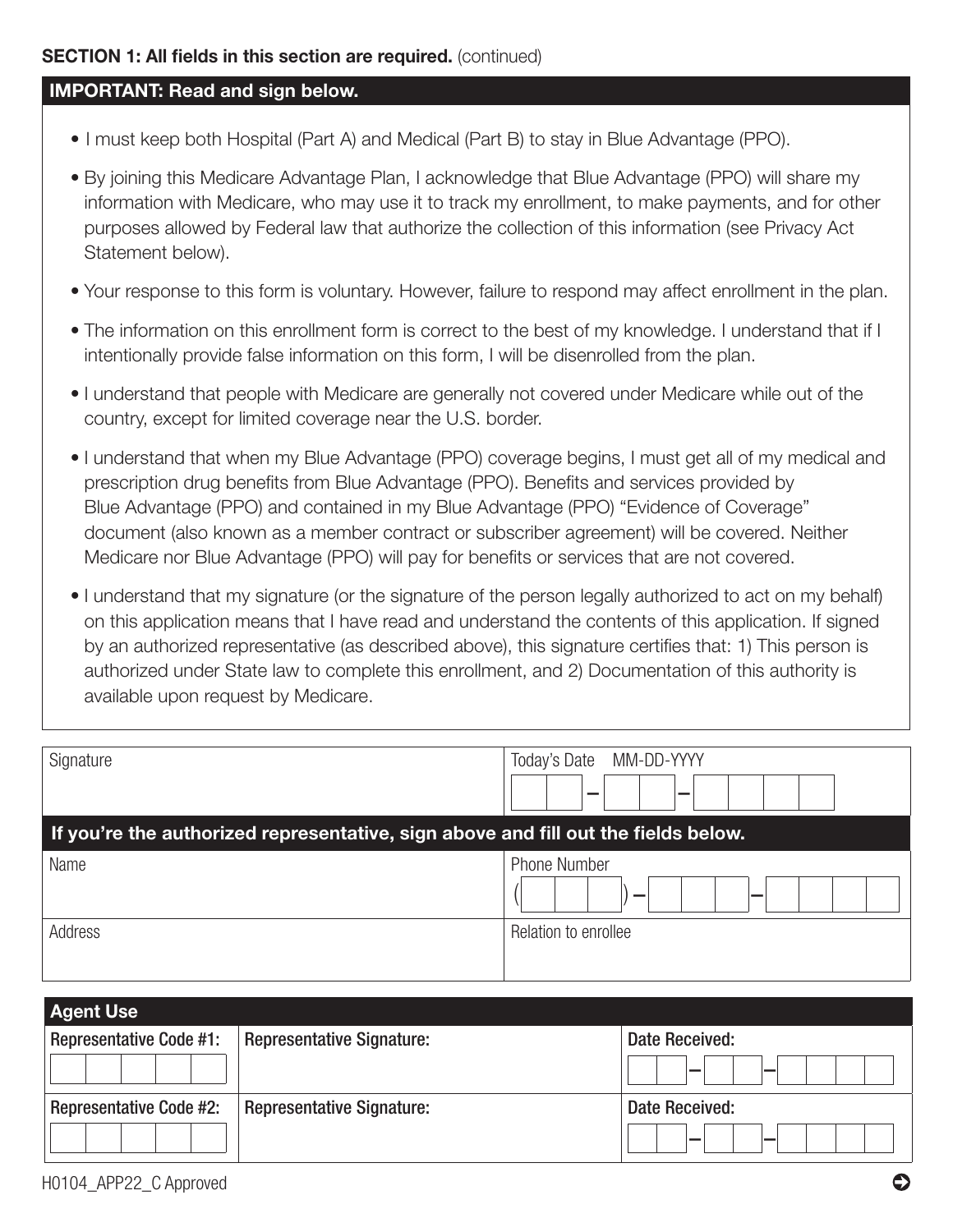**SECTION 1: All fields in this section are required.** (continued)

## IMPORTANT: Read and sign below.

- I must keep both Hospital (Part A) and Medical (Part B) to stay in Blue Advantage (PPO).
- By joining this Medicare Advantage Plan, I acknowledge that Blue Advantage (PPO) will share my information with Medicare, who may use it to track my enrollment, to make payments, and for other purposes allowed by Federal law that authorize the collection of this information (see Privacy Act Statement below).
- Your response to this form is voluntary. However, failure to respond may affect enrollment in the plan.
- The information on this enrollment form is correct to the best of my knowledge. I understand that if I intentionally provide false information on this form, I will be disenrolled from the plan.
- I understand that people with Medicare are generally not covered under Medicare while out of the country, except for limited coverage near the U.S. border.
- I understand that when my Blue Advantage (PPO) coverage begins, I must get all of my medical and prescription drug benefits from Blue Advantage (PPO). Benefits and services provided by Blue Advantage (PPO) and contained in my Blue Advantage (PPO) "Evidence of Coverage" document (also known as a member contract or subscriber agreement) will be covered. Neither Medicare nor Blue Advantage (PPO) will pay for benefits or services that are not covered.
- I understand that my signature (or the signature of the person legally authorized to act on my behalf) on this application means that I have read and understand the contents of this application. If signed by an authorized representative (as described above), this signature certifies that: 1) This person is authorized under State law to complete this enrollment, and 2) Documentation of this authority is available upon request by Medicare.

| Signature | Today's Date MM-DD-YYYY |
|---|---|
| | \_\_-\_\_-\_\_\_\_ |

**If you're the authorized representative, sign above and fill out the fields below.**

| Name | Phone Number |
|---|---|
| | (\_\_\_) \_\_\_-\_\_\_\_ |
| **Address** | **Relation to enrollee** |
| | |

### Agent Use

| Representative Code #1: | Representative Signature: | Date Received: |
|---|---|---|
| | | \_\_-\_\_-\_\_\_\_ |
| **Representative Code #2:** | **Representative Signature:** | **Date Received:** |
| | | \_\_-\_\_-\_\_\_\_ |

H0104_APP22_C Approved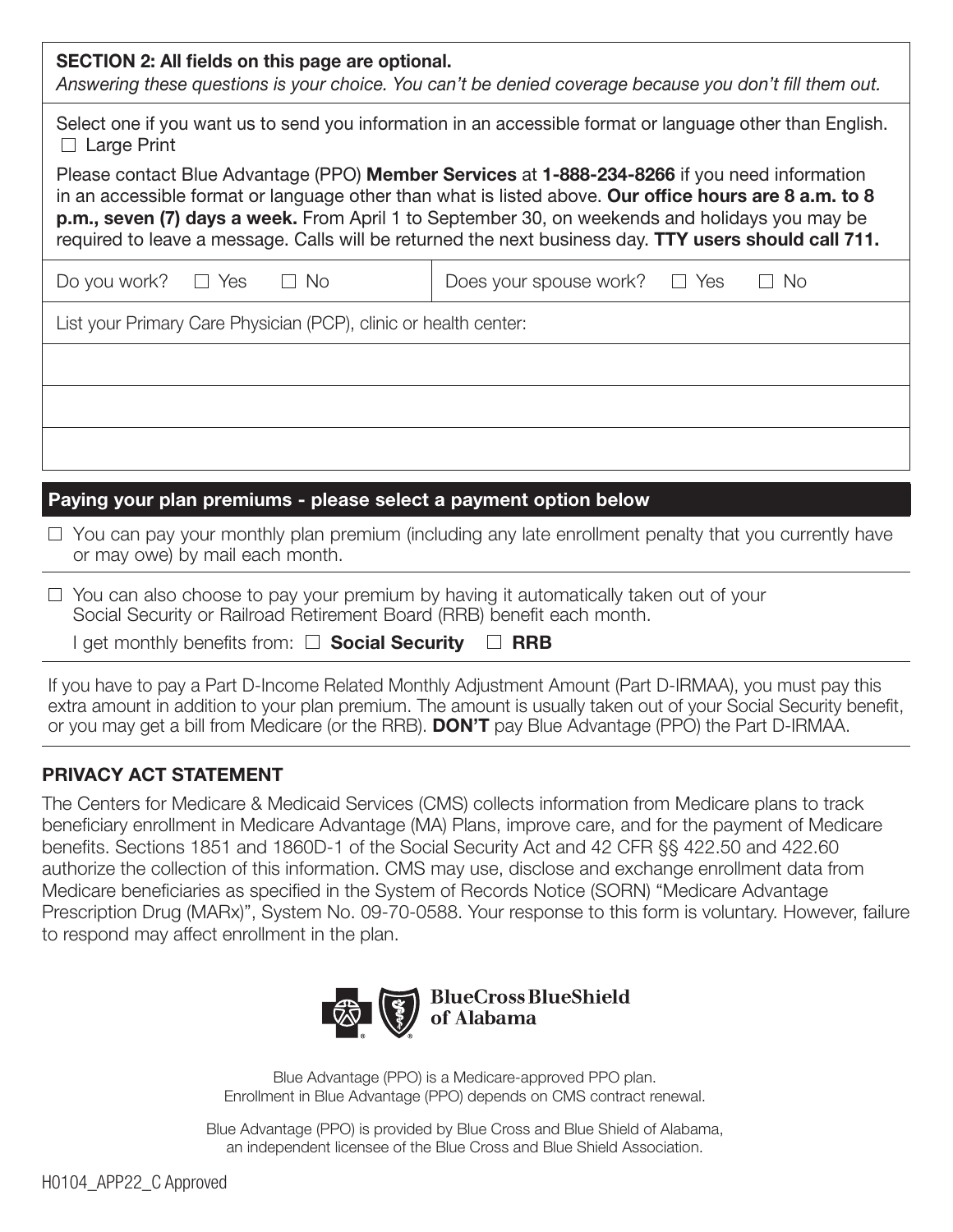**SECTION 2: All fields on this page are optional.**
*Answering these questions is your choice. You can't be denied coverage because you don't fill them out.*

Select one if you want us to send you information in an accessible format or language other than English.
☐ Large Print

Please contact Blue Advantage (PPO) **Member Services** at **1-888-234-8266** if you need information in an accessible format or language other than what is listed above. **Our office hours are 8 a.m. to 8 p.m., seven (7) days a week.** From April 1 to September 30, on weekends and holidays you may be required to leave a message. Calls will be returned the next business day. **TTY users should call 711.**

| | |
|---|---|
| Do you work? ☐ Yes ☐ No | Does your spouse work? ☐ Yes ☐ No |

List your Primary Care Physician (PCP), clinic or health center:

## Paying your plan premiums - please select a payment option below

☐ You can pay your monthly plan premium (including any late enrollment penalty that you currently have or may owe) by mail each month.

☐ You can also choose to pay your premium by having it automatically taken out of your Social Security or Railroad Retirement Board (RRB) benefit each month.

I get monthly benefits from: ☐ **Social Security** ☐ **RRB**

If you have to pay a Part D-Income Related Monthly Adjustment Amount (Part D-IRMAA), you must pay this extra amount in addition to your plan premium. The amount is usually taken out of your Social Security benefit, or you may get a bill from Medicare (or the RRB). **DON'T** pay Blue Advantage (PPO) the Part D-IRMAA.

### PRIVACY ACT STATEMENT

The Centers for Medicare & Medicaid Services (CMS) collects information from Medicare plans to track beneficiary enrollment in Medicare Advantage (MA) Plans, improve care, and for the payment of Medicare benefits. Sections 1851 and 1860D-1 of the Social Security Act and 42 CFR §§ 422.50 and 422.60 authorize the collection of this information. CMS may use, disclose and exchange enrollment data from Medicare beneficiaries as specified in the System of Records Notice (SORN) "Medicare Advantage Prescription Drug (MARx)", System No. 09-70-0588. Your response to this form is voluntary. However, failure to respond may affect enrollment in the plan.

BlueCross BlueShield of Alabama

Blue Advantage (PPO) is a Medicare-approved PPO plan.
Enrollment in Blue Advantage (PPO) depends on CMS contract renewal.

Blue Advantage (PPO) is provided by Blue Cross and Blue Shield of Alabama, an independent licensee of the Blue Cross and Blue Shield Association.

H0104_APP22_C Approved